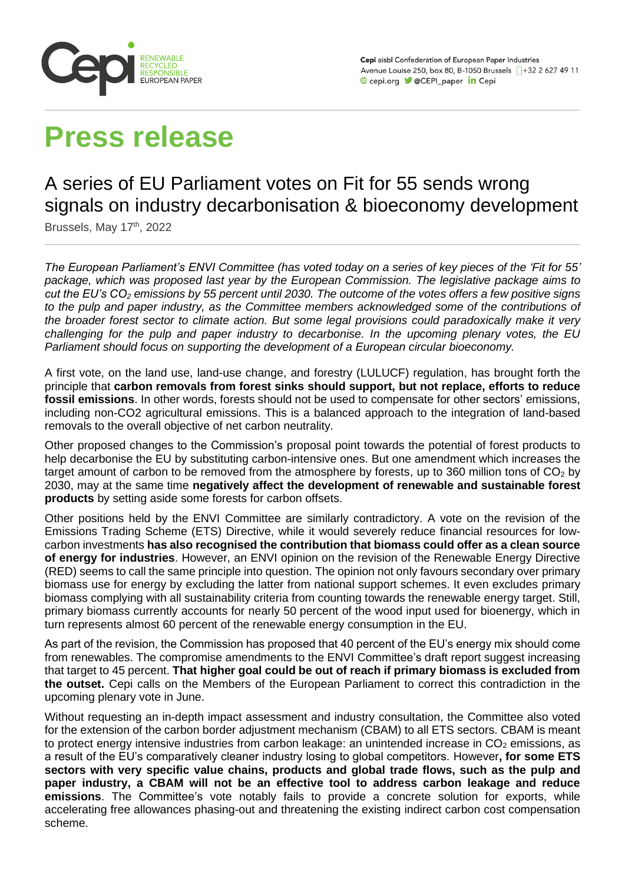Cepi aisbl Confederation of European Paper Industries
Avenue Louise 250, box 80, B-1050 Brussels +32 2 627 49 11
cepi.org @CEPI_paper Cepi

# Press release

## A series of EU Parliament votes on Fit for 55 sends wrong signals on industry decarbonisation & bioeconomy development

Brussels, May 17th, 2022

*The European Parliament's ENVI Committee (has voted today on a series of key pieces of the 'Fit for 55' package, which was proposed last year by the European Commission. The legislative package aims to cut the EU's $CO_2$ emissions by 55 percent until 2030. The outcome of the votes offers a few positive signs to the pulp and paper industry, as the Committee members acknowledged some of the contributions of the broader forest sector to climate action. But some legal provisions could paradoxically make it very challenging for the pulp and paper industry to decarbonise. In the upcoming plenary votes, the EU Parliament should focus on supporting the development of a European circular bioeconomy.*

A first vote, on the land use, land-use change, and forestry (LULUCF) regulation, has brought forth the principle that **carbon removals from forest sinks should support, but not replace, efforts to reduce fossil emissions**. In other words, forests should not be used to compensate for other sectors' emissions, including non-CO2 agricultural emissions. This is a balanced approach to the integration of land-based removals to the overall objective of net carbon neutrality.

Other proposed changes to the Commission's proposal point towards the potential of forest products to help decarbonise the EU by substituting carbon-intensive ones. But one amendment which increases the target amount of carbon to be removed from the atmosphere by forests, up to 360 million tons of $CO_2$ by 2030, may at the same time **negatively affect the development of renewable and sustainable forest products** by setting aside some forests for carbon offsets.

Other positions held by the ENVI Committee are similarly contradictory. A vote on the revision of the Emissions Trading Scheme (ETS) Directive, while it would severely reduce financial resources for low-carbon investments **has also recognised the contribution that biomass could offer as a clean source of energy for industries**. However, an ENVI opinion on the revision of the Renewable Energy Directive (RED) seems to call the same principle into question. The opinion not only favours secondary over primary biomass use for energy by excluding the latter from national support schemes. It even excludes primary biomass complying with all sustainability criteria from counting towards the renewable energy target. Still, primary biomass currently accounts for nearly 50 percent of the wood input used for bioenergy, which in turn represents almost 60 percent of the renewable energy consumption in the EU.

As part of the revision, the Commission has proposed that 40 percent of the EU's energy mix should come from renewables. The compromise amendments to the ENVI Committee's draft report suggest increasing that target to 45 percent. **That higher goal could be out of reach if primary biomass is excluded from the outset.** Cepi calls on the Members of the European Parliament to correct this contradiction in the upcoming plenary vote in June.

Without requesting an in-depth impact assessment and industry consultation, the Committee also voted for the extension of the carbon border adjustment mechanism (CBAM) to all ETS sectors. CBAM is meant to protect energy intensive industries from carbon leakage: an unintended increase in $CO_2$ emissions, as a result of the EU's comparatively cleaner industry losing to global competitors. However**, for some ETS sectors with very specific value chains, products and global trade flows, such as the pulp and paper industry, a CBAM will not be an effective tool to address carbon leakage and reduce emissions**. The Committee's vote notably fails to provide a concrete solution for exports, while accelerating free allowances phasing-out and threatening the existing indirect carbon cost compensation scheme.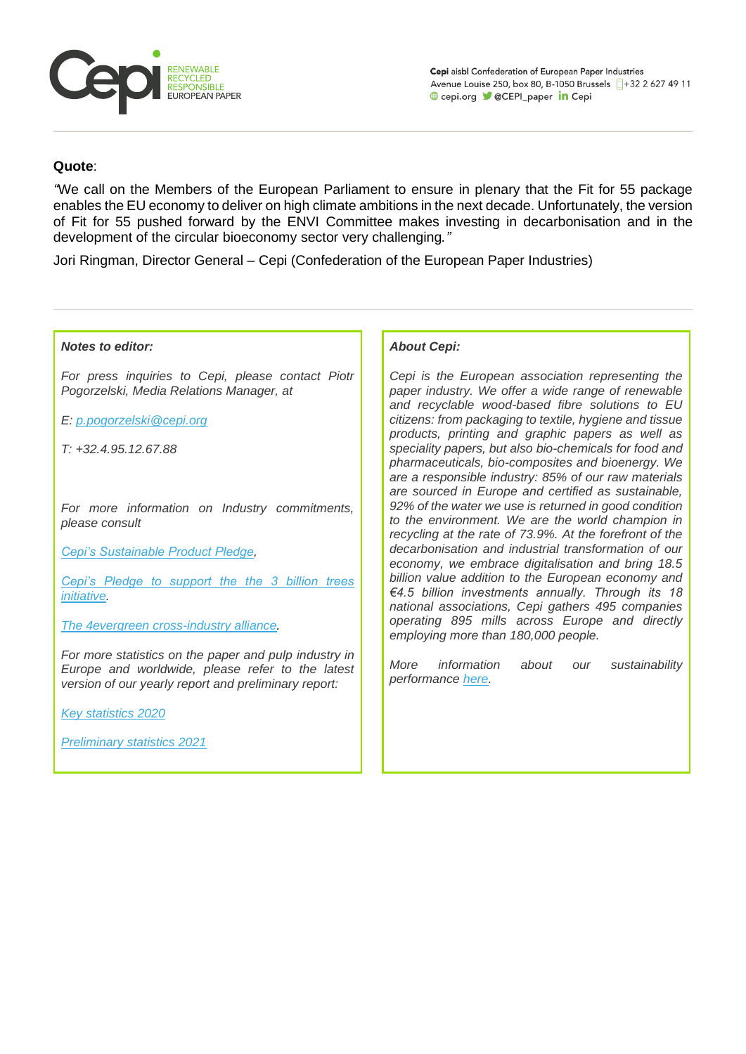**Quote**:

*"*We call on the Members of the European Parliament to ensure in plenary that the Fit for 55 package enables the EU economy to deliver on high climate ambitions in the next decade. Unfortunately, the version of Fit for 55 pushed forward by the ENVI Committee makes investing in decarbonisation and in the development of the circular bioeconomy sector very challenging*."*

Jori Ringman, Director General – Cepi (Confederation of the European Paper Industries)

---

***Notes to editor:***

*For press inquiries to Cepi, please contact Piotr Pogorzelski, Media Relations Manager, at*

*E: p.pogorzelski@cepi.org*

*T: +32.4.95.12.67.88*

*For more information on Industry commitments, please consult*

*Cepi's Sustainable Product Pledge,*

*Cepi's Pledge to support the the 3 billion trees initiative.*

*The 4evergreen cross-industry alliance.*

*For more statistics on the paper and pulp industry in Europe and worldwide, please refer to the latest version of our yearly report and preliminary report:*

*Key statistics 2020*

*Preliminary statistics 2021*

***About Cepi:***

*Cepi is the European association representing the paper industry. We offer a wide range of renewable and recyclable wood-based fibre solutions to EU citizens: from packaging to textile, hygiene and tissue products, printing and graphic papers as well as speciality papers, but also bio-chemicals for food and pharmaceuticals, bio-composites and bioenergy. We are a responsible industry: 85% of our raw materials are sourced in Europe and certified as sustainable, 92% of the water we use is returned in good condition to the environment. We are the world champion in recycling at the rate of 73.9%. At the forefront of the decarbonisation and industrial transformation of our economy, we embrace digitalisation and bring 18.5 billion value addition to the European economy and €4.5 billion investments annually. Through its 18 national associations, Cepi gathers 495 companies operating 895 mills across Europe and directly employing more than 180,000 people.*

*More information about our sustainability performance here.*